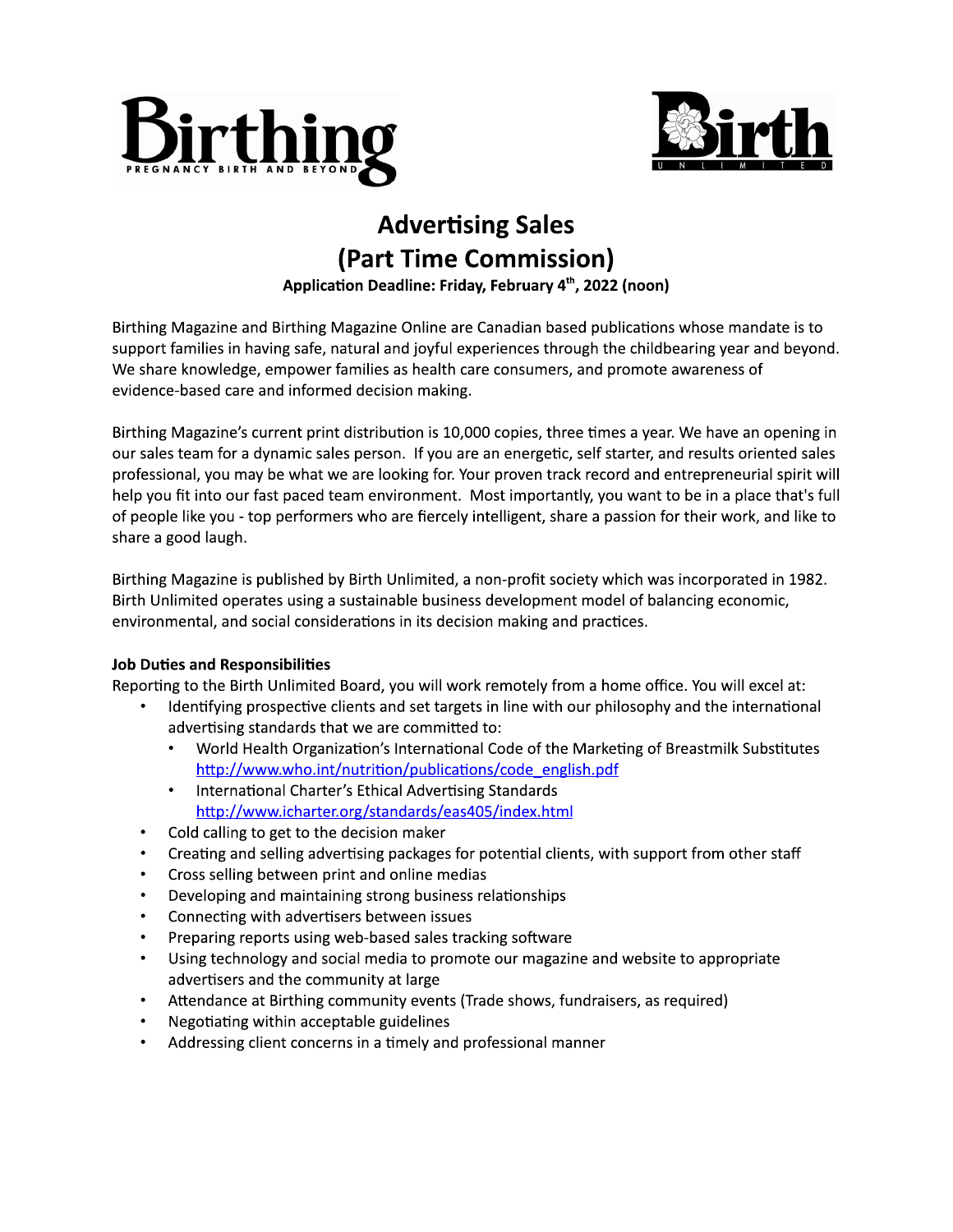# Advertising Sales
# (Part Time Commission)

**Application Deadline: Friday, February 4th, 2022 (noon)**

Birthing Magazine and Birthing Magazine Online are Canadian based publications whose mandate is to support families in having safe, natural and joyful experiences through the childbearing year and beyond. We share knowledge, empower families as health care consumers, and promote awareness of evidence-based care and informed decision making.

Birthing Magazine's current print distribution is 10,000 copies, three times a year. We have an opening in our sales team for a dynamic sales person. If you are an energetic, self starter, and results oriented sales professional, you may be what we are looking for. Your proven track record and entrepreneurial spirit will help you fit into our fast paced team environment. Most importantly, you want to be in a place that's full of people like you - top performers who are fiercely intelligent, share a passion for their work, and like to share a good laugh.

Birthing Magazine is published by Birth Unlimited, a non-profit society which was incorporated in 1982. Birth Unlimited operates using a sustainable business development model of balancing economic, environmental, and social considerations in its decision making and practices.

**Job Duties and Responsibilities**

Reporting to the Birth Unlimited Board, you will work remotely from a home office. You will excel at:

- Identifying prospective clients and set targets in line with our philosophy and the international advertising standards that we are committed to:
  - World Health Organization's International Code of the Marketing of Breastmilk Substitutes http://www.who.int/nutrition/publications/code_english.pdf
  - International Charter's Ethical Advertising Standards http://www.icharter.org/standards/eas405/index.html
- Cold calling to get to the decision maker
- Creating and selling advertising packages for potential clients, with support from other staff
- Cross selling between print and online medias
- Developing and maintaining strong business relationships
- Connecting with advertisers between issues
- Preparing reports using web-based sales tracking software
- Using technology and social media to promote our magazine and website to appropriate advertisers and the community at large
- Attendance at Birthing community events (Trade shows, fundraisers, as required)
- Negotiating within acceptable guidelines
- Addressing client concerns in a timely and professional manner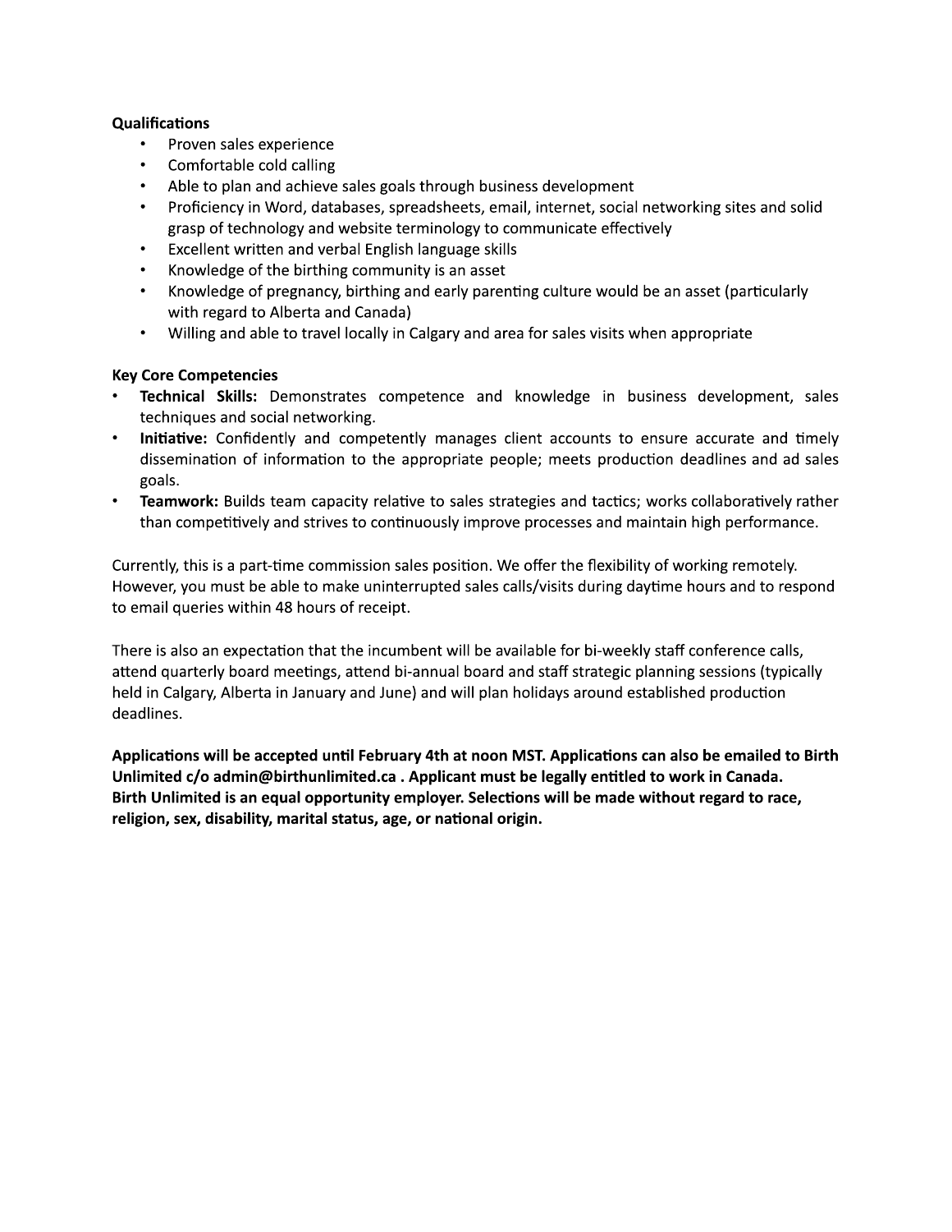**Qualifications**

- Proven sales experience
- Comfortable cold calling
- Able to plan and achieve sales goals through business development
- Proficiency in Word, databases, spreadsheets, email, internet, social networking sites and solid grasp of technology and website terminology to communicate effectively
- Excellent written and verbal English language skills
- Knowledge of the birthing community is an asset
- Knowledge of pregnancy, birthing and early parenting culture would be an asset (particularly with regard to Alberta and Canada)
- Willing and able to travel locally in Calgary and area for sales visits when appropriate

**Key Core Competencies**

- **Technical Skills:** Demonstrates competence and knowledge in business development, sales techniques and social networking.
- **Initiative:** Confidently and competently manages client accounts to ensure accurate and timely dissemination of information to the appropriate people; meets production deadlines and ad sales goals.
- **Teamwork:** Builds team capacity relative to sales strategies and tactics; works collaboratively rather than competitively and strives to continuously improve processes and maintain high performance.

Currently, this is a part-time commission sales position. We offer the flexibility of working remotely. However, you must be able to make uninterrupted sales calls/visits during daytime hours and to respond to email queries within 48 hours of receipt.

There is also an expectation that the incumbent will be available for bi-weekly staff conference calls, attend quarterly board meetings, attend bi-annual board and staff strategic planning sessions (typically held in Calgary, Alberta in January and June) and will plan holidays around established production deadlines.

**Applications will be accepted until February 4th at noon MST. Applications can also be emailed to Birth Unlimited c/o admin@birthunlimited.ca . Applicant must be legally entitled to work in Canada. Birth Unlimited is an equal opportunity employer. Selections will be made without regard to race, religion, sex, disability, marital status, age, or national origin.**